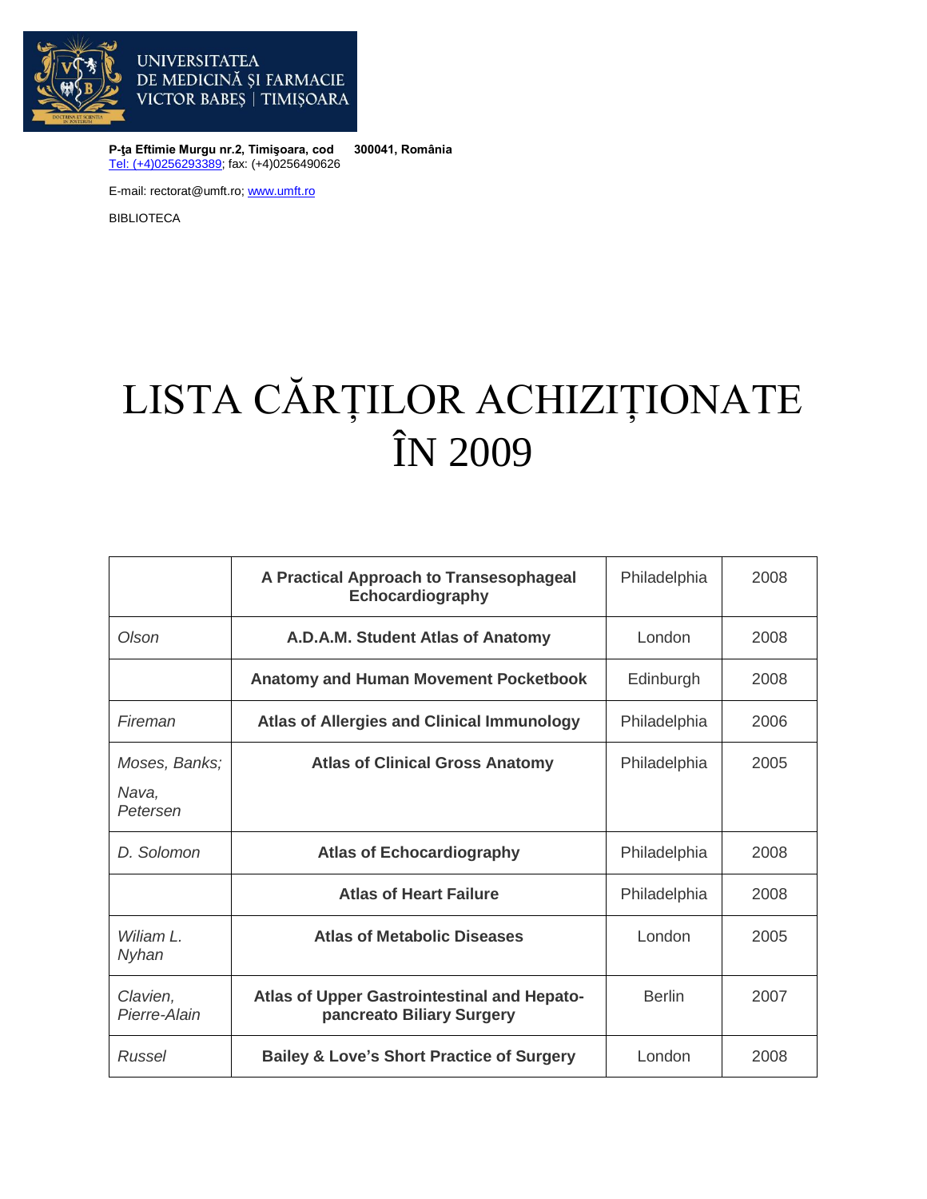UNIVERSITATEA DE MEDICINĂ ȘI FARMACIE VICTOR BABEȘ | TIMIȘOARA

**P-ţa Eftimie Murgu nr.2, Timişoara, cod 300041, România**
Tel: (+4)0256293389; fax: (+4)0256490626

E-mail: rectorat@umft.ro; www.umft.ro

BIBLIOTECA

# LISTA CĂRȚILOR ACHIZIȚIONATE ÎN 2009

| | | | |
|---|---|---|---|
| | **A Practical Approach to Transesophageal Echocardiography** | Philadelphia | 2008 |
| *Olson* | **A.D.A.M. Student Atlas of Anatomy** | London | 2008 |
| | **Anatomy and Human Movement Pocketbook** | Edinburgh | 2008 |
| *Fireman* | **Atlas of Allergies and Clinical Immunology** | Philadelphia | 2006 |
| *Moses, Banks; Nava, Petersen* | **Atlas of Clinical Gross Anatomy** | Philadelphia | 2005 |
| *D. Solomon* | **Atlas of Echocardiography** | Philadelphia | 2008 |
| | **Atlas of Heart Failure** | Philadelphia | 2008 |
| *Wiliam L. Nyhan* | **Atlas of Metabolic Diseases** | London | 2005 |
| *Clavien, Pierre-Alain* | **Atlas of Upper Gastrointestinal and Hepato-pancreato Biliary Surgery** | Berlin | 2007 |
| *Russel* | **Bailey & Love's Short Practice of Surgery** | London | 2008 |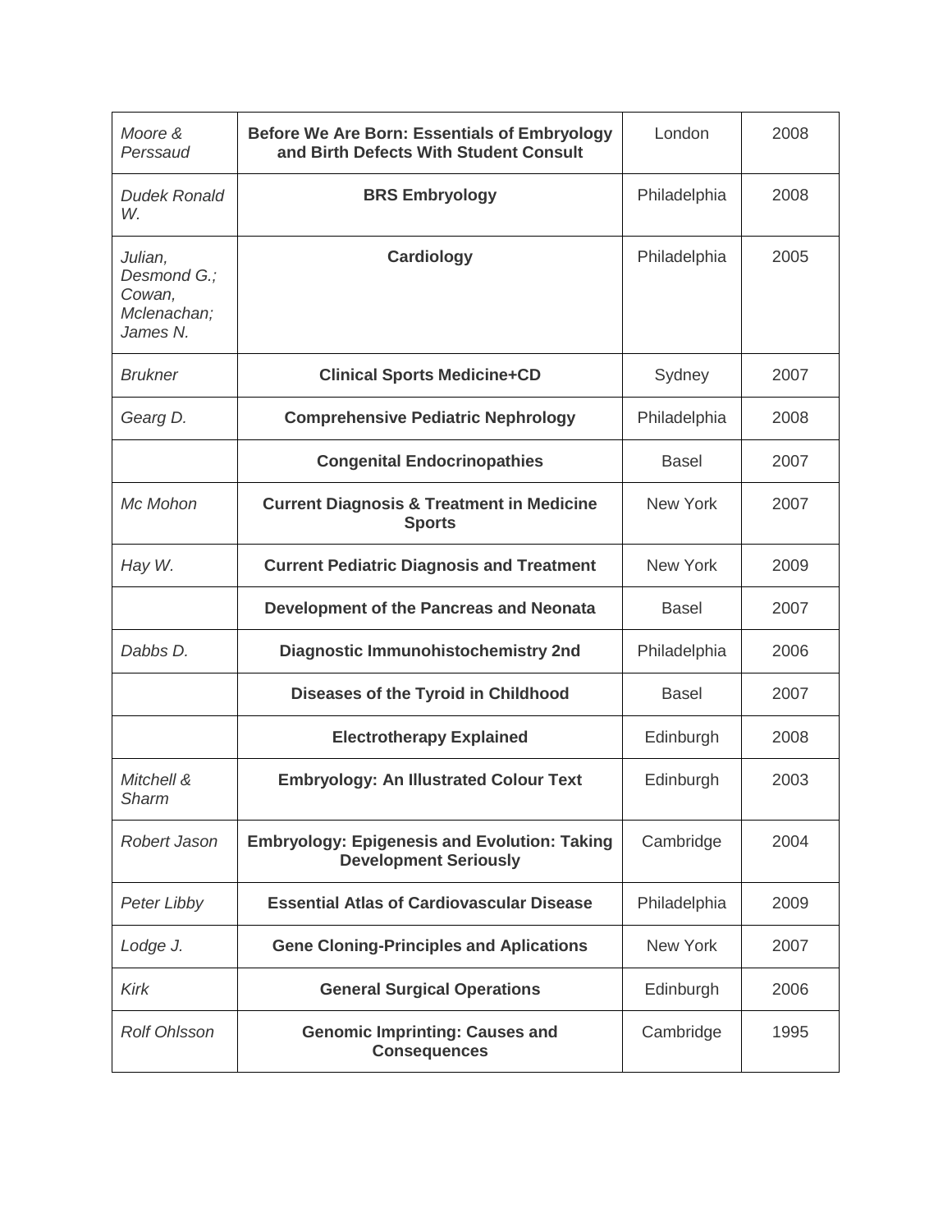| *Moore & Perssaud* | **Before We Are Born: Essentials of Embryology and Birth Defects With Student Consult** | London | 2008 |
|---|---|---|---|
| *Dudek Ronald W.* | **BRS Embryology** | Philadelphia | 2008 |
| *Julian, Desmond G.; Cowan, Mclenachan; James N.* | **Cardiology** | Philadelphia | 2005 |
| *Brukner* | **Clinical Sports Medicine+CD** | Sydney | 2007 |
| *Gearg D.* | **Comprehensive Pediatric Nephrology** | Philadelphia | 2008 |
| | **Congenital Endocrinopathies** | Basel | 2007 |
| *Mc Mohon* | **Current Diagnosis & Treatment in Medicine Sports** | New York | 2007 |
| *Hay W.* | **Current Pediatric Diagnosis and Treatment** | New York | 2009 |
| | **Development of the Pancreas and Neonata** | Basel | 2007 |
| *Dabbs D.* | **Diagnostic Immunohistochemistry 2nd** | Philadelphia | 2006 |
| | **Diseases of the Tyroid in Childhood** | Basel | 2007 |
| | **Electrotherapy Explained** | Edinburgh | 2008 |
| *Mitchell & Sharm* | **Embryology: An Illustrated Colour Text** | Edinburgh | 2003 |
| *Robert Jason* | **Embryology: Epigenesis and Evolution: Taking Development Seriously** | Cambridge | 2004 |
| *Peter Libby* | **Essential Atlas of Cardiovascular Disease** | Philadelphia | 2009 |
| *Lodge J.* | **Gene Cloning-Principles and Aplications** | New York | 2007 |
| *Kirk* | **General Surgical Operations** | Edinburgh | 2006 |
| *Rolf Ohlsson* | **Genomic Imprinting: Causes and Consequences** | Cambridge | 1995 |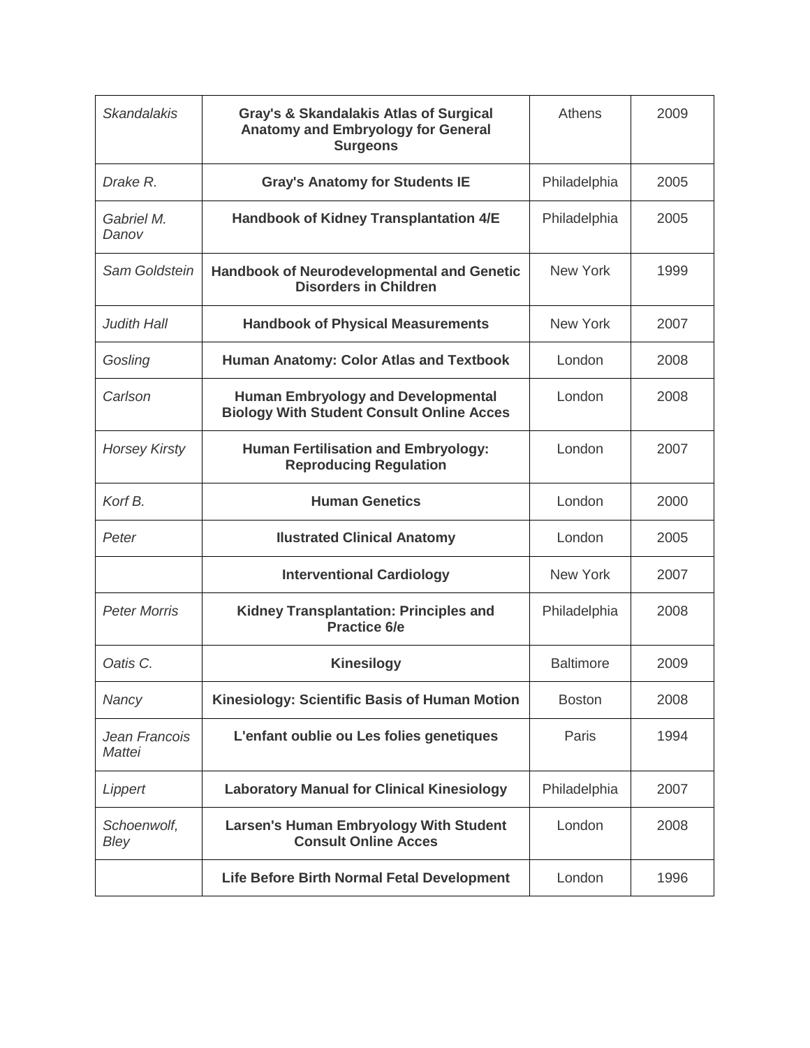| | | | |
|---|---|---|---|
| *Skandalakis* | **Gray's & Skandalakis Atlas of Surgical Anatomy and Embryology for General Surgeons** | Athens | 2009 |
| *Drake R.* | **Gray's Anatomy for Students IE** | Philadelphia | 2005 |
| *Gabriel M. Danov* | **Handbook of Kidney Transplantation 4/E** | Philadelphia | 2005 |
| *Sam Goldstein* | **Handbook of Neurodevelopmental and Genetic Disorders in Children** | New York | 1999 |
| *Judith Hall* | **Handbook of Physical Measurements** | New York | 2007 |
| *Gosling* | **Human Anatomy: Color Atlas and Textbook** | London | 2008 |
| *Carlson* | **Human Embryology and Developmental Biology With Student Consult Online Acces** | London | 2008 |
| *Horsey Kirsty* | **Human Fertilisation and Embryology: Reproducing Regulation** | London | 2007 |
| *Korf B.* | **Human Genetics** | London | 2000 |
| *Peter* | **Ilustrated Clinical Anatomy** | London | 2005 |
| | **Interventional Cardiology** | New York | 2007 |
| *Peter Morris* | **Kidney Transplantation: Principles and Practice 6/e** | Philadelphia | 2008 |
| *Oatis C.* | **Kinesilogy** | Baltimore | 2009 |
| *Nancy* | **Kinesiology: Scientific Basis of Human Motion** | Boston | 2008 |
| *Jean Francois Mattei* | **L'enfant oublie ou Les folies genetiques** | Paris | 1994 |
| *Lippert* | **Laboratory Manual for Clinical Kinesiology** | Philadelphia | 2007 |
| *Schoenwolf, Bley* | **Larsen's Human Embryology With Student Consult Online Acces** | London | 2008 |
| | **Life Before Birth Normal Fetal Development** | London | 1996 |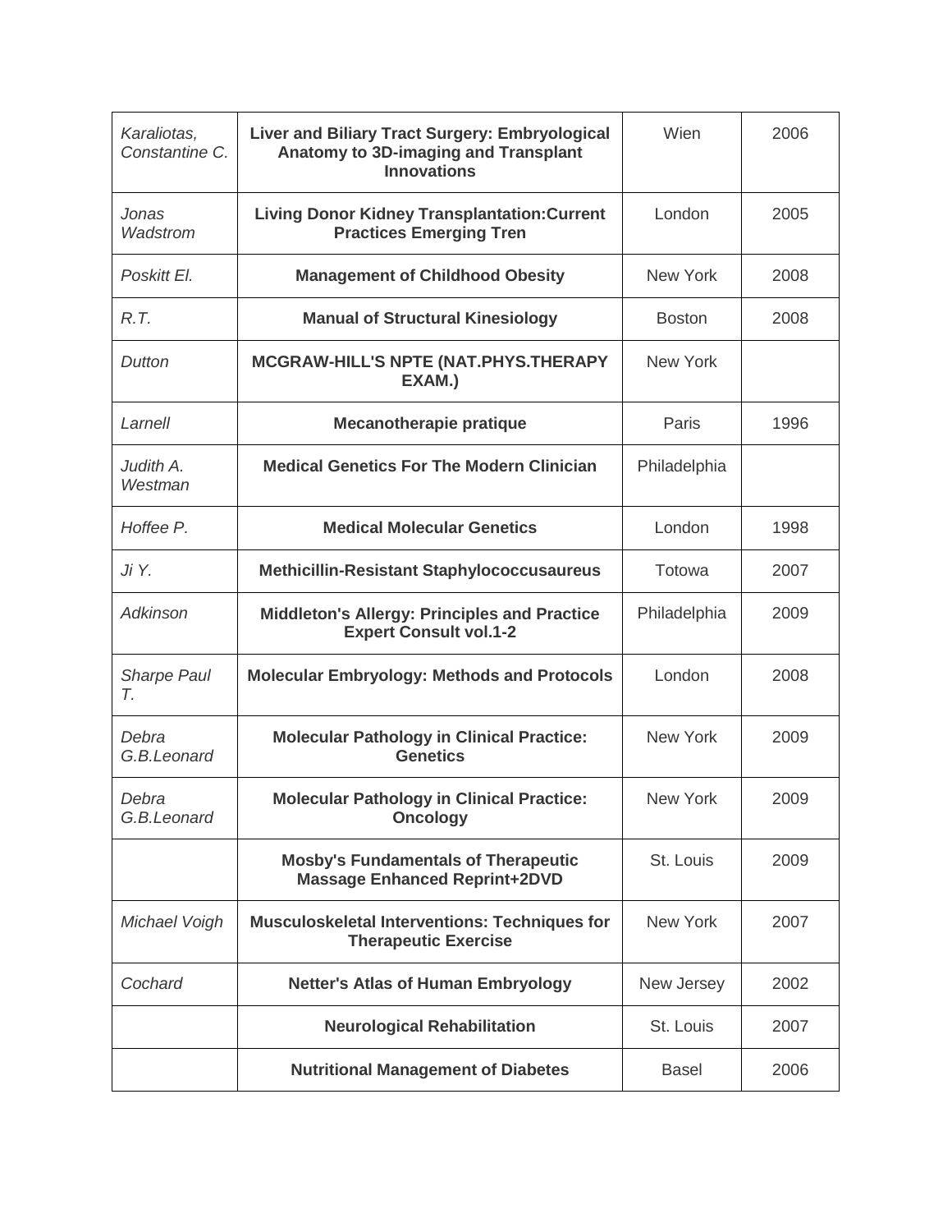| | | | |
|---|---|---|---|
| *Karaliotas, Constantine C.* | **Liver and Biliary Tract Surgery: Embryological Anatomy to 3D-imaging and Transplant Innovations** | Wien | 2006 |
| *Jonas Wadstrom* | **Living Donor Kidney Transplantation:Current Practices Emerging Tren** | London | 2005 |
| *Poskitt El.* | **Management of Childhood Obesity** | New York | 2008 |
| *R.T.* | **Manual of Structural Kinesiology** | Boston | 2008 |
| *Dutton* | **MCGRAW-HILL'S NPTE (NAT.PHYS.THERAPY EXAM.)** | New York | |
| *Larnell* | **Mecanotherapie pratique** | Paris | 1996 |
| *Judith A. Westman* | **Medical Genetics For The Modern Clinician** | Philadelphia | |
| *Hoffee P.* | **Medical Molecular Genetics** | London | 1998 |
| *Ji Y.* | **Methicillin-Resistant Staphylococcusaureus** | Totowa | 2007 |
| *Adkinson* | **Middleton's Allergy: Principles and Practice Expert Consult vol.1-2** | Philadelphia | 2009 |
| *Sharpe Paul T.* | **Molecular Embryology: Methods and Protocols** | London | 2008 |
| *Debra G.B.Leonard* | **Molecular Pathology in Clinical Practice: Genetics** | New York | 2009 |
| *Debra G.B.Leonard* | **Molecular Pathology in Clinical Practice: Oncology** | New York | 2009 |
| | **Mosby's Fundamentals of Therapeutic Massage Enhanced Reprint+2DVD** | St. Louis | 2009 |
| *Michael Voigh* | **Musculoskeletal Interventions: Techniques for Therapeutic Exercise** | New York | 2007 |
| *Cochard* | **Netter's Atlas of Human Embryology** | New Jersey | 2002 |
| | **Neurological Rehabilitation** | St. Louis | 2007 |
| | **Nutritional Management of Diabetes** | Basel | 2006 |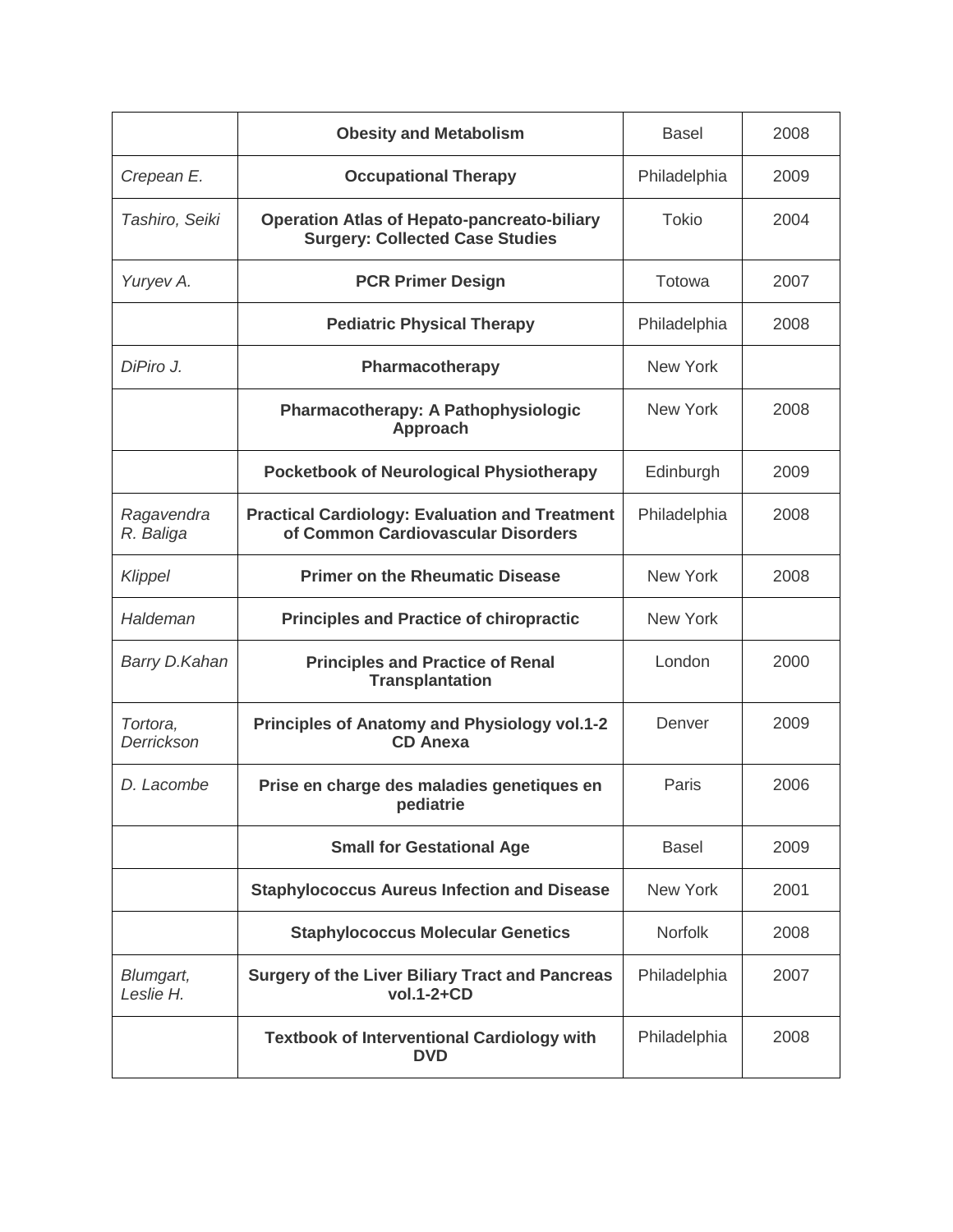| | | | |
|---|---|---|---|
| | **Obesity and Metabolism** | Basel | 2008 |
| *Crepean E.* | **Occupational Therapy** | Philadelphia | 2009 |
| *Tashiro, Seiki* | **Operation Atlas of Hepato-pancreato-biliary Surgery: Collected Case Studies** | Tokio | 2004 |
| *Yuryev A.* | **PCR Primer Design** | Totowa | 2007 |
| | **Pediatric Physical Therapy** | Philadelphia | 2008 |
| *DiPiro J.* | **Pharmacotherapy** | New York | |
| | **Pharmacotherapy: A Pathophysiologic Approach** | New York | 2008 |
| | **Pocketbook of Neurological Physiotherapy** | Edinburgh | 2009 |
| *Ragavendra R. Baliga* | **Practical Cardiology: Evaluation and Treatment of Common Cardiovascular Disorders** | Philadelphia | 2008 |
| *Klippel* | **Primer on the Rheumatic Disease** | New York | 2008 |
| *Haldeman* | **Principles and Practice of chiropractic** | New York | |
| *Barry D.Kahan* | **Principles and Practice of Renal Transplantation** | London | 2000 |
| *Tortora, Derrickson* | **Principles of Anatomy and Physiology vol.1-2 CD Anexa** | Denver | 2009 |
| *D. Lacombe* | **Prise en charge des maladies genetiques en pediatrie** | Paris | 2006 |
| | **Small for Gestational Age** | Basel | 2009 |
| | **Staphylococcus Aureus Infection and Disease** | New York | 2001 |
| | **Staphylococcus Molecular Genetics** | Norfolk | 2008 |
| *Blumgart, Leslie H.* | **Surgery of the Liver Biliary Tract and Pancreas vol.1-2+CD** | Philadelphia | 2007 |
| | **Textbook of Interventional Cardiology with DVD** | Philadelphia | 2008 |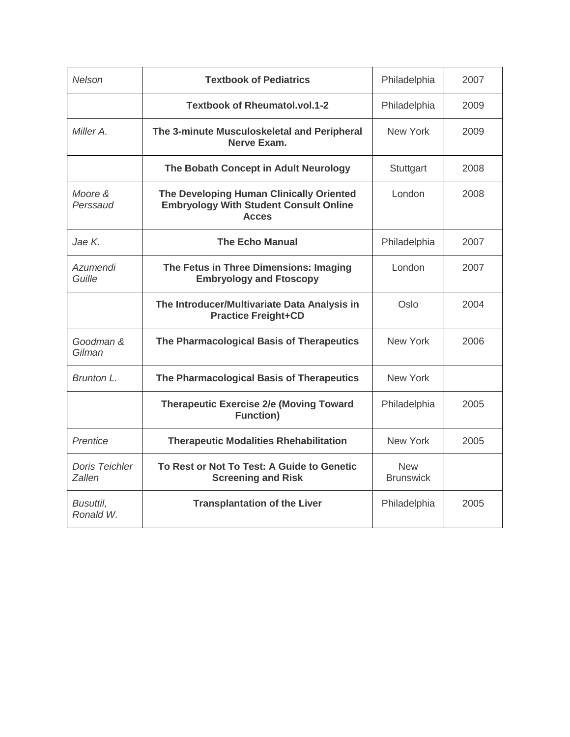| | | | |
|---|---|---|---|
| *Nelson* | **Textbook of Pediatrics** | Philadelphia | 2007 |
| | **Textbook of Rheumatol.vol.1-2** | Philadelphia | 2009 |
| *Miller A.* | **The 3-minute Musculoskeletal and Peripheral Nerve Exam.** | New York | 2009 |
| | **The Bobath Concept in Adult Neurology** | Stuttgart | 2008 |
| *Moore & Perssaud* | **The Developing Human Clinically Oriented Embryology With Student Consult Online Acces** | London | 2008 |
| *Jae K.* | **The Echo Manual** | Philadelphia | 2007 |
| *Azumendi Guille* | **The Fetus in Three Dimensions: Imaging Embryology and Ftoscopy** | London | 2007 |
| | **The Introducer/Multivariate Data Analysis in Practice Freight+CD** | Oslo | 2004 |
| *Goodman & Gilman* | **The Pharmacological Basis of Therapeutics** | New York | 2006 |
| *Brunton L.* | **The Pharmacological Basis of Therapeutics** | New York | |
| | **Therapeutic Exercise 2/e (Moving Toward Function)** | Philadelphia | 2005 |
| *Prentice* | **Therapeutic Modalities Rhehabilitation** | New York | 2005 |
| *Doris Teichler Zallen* | **To Rest or Not To Test: A Guide to Genetic Screening and Risk** | New Brunswick | |
| *Busuttil, Ronald W.* | **Transplantation of the Liver** | Philadelphia | 2005 |